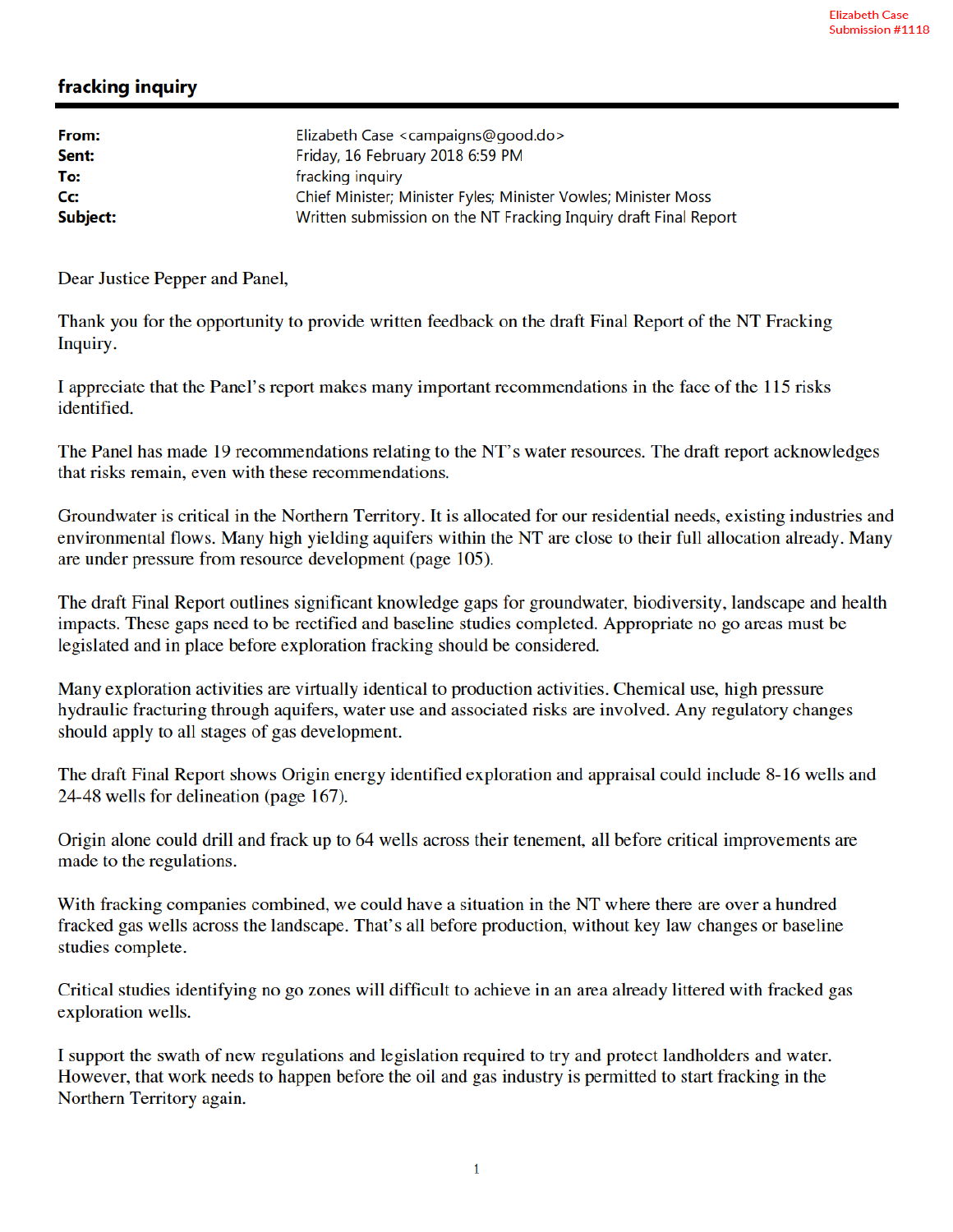Elizabeth Case
Submission #1118

## fracking inquiry

| | |
|---|---|
| **From:** | Elizabeth Case <campaigns@good.do> |
| **Sent:** | Friday, 16 February 2018 6:59 PM |
| **To:** | fracking inquiry |
| **Cc:** | Chief Minister; Minister Fyles; Minister Vowles; Minister Moss |
| **Subject:** | Written submission on the NT Fracking Inquiry draft Final Report |

Dear Justice Pepper and Panel,

Thank you for the opportunity to provide written feedback on the draft Final Report of the NT Fracking Inquiry.

I appreciate that the Panel's report makes many important recommendations in the face of the 115 risks identified.

The Panel has made 19 recommendations relating to the NT's water resources. The draft report acknowledges that risks remain, even with these recommendations.

Groundwater is critical in the Northern Territory. It is allocated for our residential needs, existing industries and environmental flows. Many high yielding aquifers within the NT are close to their full allocation already. Many are under pressure from resource development (page 105).

The draft Final Report outlines significant knowledge gaps for groundwater, biodiversity, landscape and health impacts. These gaps need to be rectified and baseline studies completed. Appropriate no go areas must be legislated and in place before exploration fracking should be considered.

Many exploration activities are virtually identical to production activities. Chemical use, high pressure hydraulic fracturing through aquifers, water use and associated risks are involved. Any regulatory changes should apply to all stages of gas development.

The draft Final Report shows Origin energy identified exploration and appraisal could include 8-16 wells and 24-48 wells for delineation (page 167).

Origin alone could drill and frack up to 64 wells across their tenement, all before critical improvements are made to the regulations.

With fracking companies combined, we could have a situation in the NT where there are over a hundred fracked gas wells across the landscape. That's all before production, without key law changes or baseline studies complete.

Critical studies identifying no go zones will difficult to achieve in an area already littered with fracked gas exploration wells.

I support the swath of new regulations and legislation required to try and protect landholders and water. However, that work needs to happen before the oil and gas industry is permitted to start fracking in the Northern Territory again.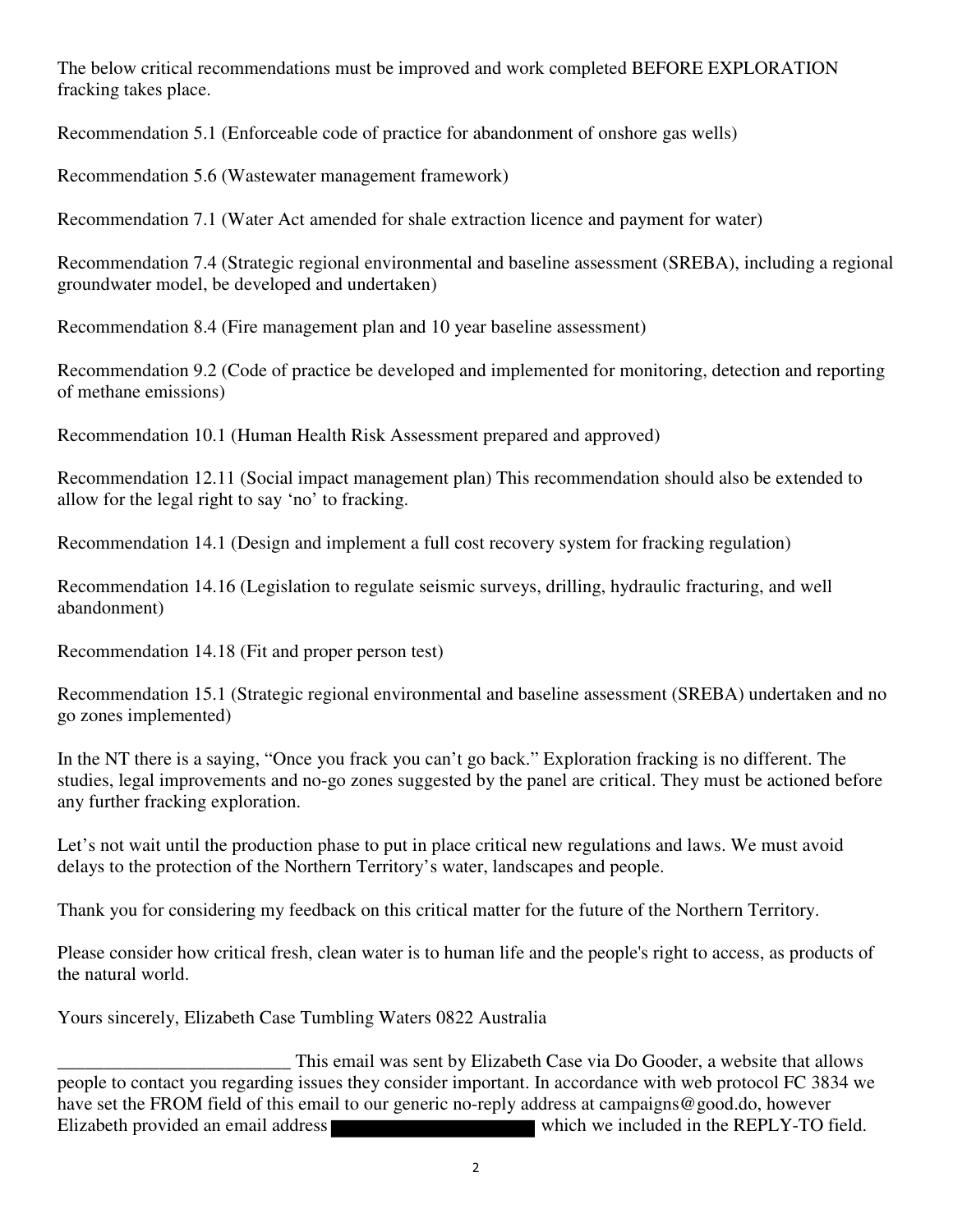The below critical recommendations must be improved and work completed BEFORE EXPLORATION fracking takes place.

Recommendation 5.1 (Enforceable code of practice for abandonment of onshore gas wells)

Recommendation 5.6 (Wastewater management framework)

Recommendation 7.1 (Water Act amended for shale extraction licence and payment for water)

Recommendation 7.4 (Strategic regional environmental and baseline assessment (SREBA), including a regional groundwater model, be developed and undertaken)

Recommendation 8.4 (Fire management plan and 10 year baseline assessment)

Recommendation 9.2 (Code of practice be developed and implemented for monitoring, detection and reporting of methane emissions)

Recommendation 10.1 (Human Health Risk Assessment prepared and approved)

Recommendation 12.11 (Social impact management plan) This recommendation should also be extended to allow for the legal right to say 'no' to fracking.

Recommendation 14.1 (Design and implement a full cost recovery system for fracking regulation)

Recommendation 14.16 (Legislation to regulate seismic surveys, drilling, hydraulic fracturing, and well abandonment)

Recommendation 14.18 (Fit and proper person test)

Recommendation 15.1 (Strategic regional environmental and baseline assessment (SREBA) undertaken and no go zones implemented)

In the NT there is a saying, "Once you frack you can't go back." Exploration fracking is no different. The studies, legal improvements and no-go zones suggested by the panel are critical. They must be actioned before any further fracking exploration.

Let's not wait until the production phase to put in place critical new regulations and laws. We must avoid delays to the protection of the Northern Territory's water, landscapes and people.

Thank you for considering my feedback on this critical matter for the future of the Northern Territory.

Please consider how critical fresh, clean water is to human life and the people's right to access, as products of the natural world.

Yours sincerely, Elizabeth Case Tumbling Waters 0822 Australia

_________________________ This email was sent by Elizabeth Case via Do Gooder, a website that allows people to contact you regarding issues they consider important. In accordance with web protocol FC 3834 we have set the FROM field of this email to our generic no-reply address at campaigns@good.do, however Elizabeth provided an email address ██████████ which we included in the REPLY-TO field.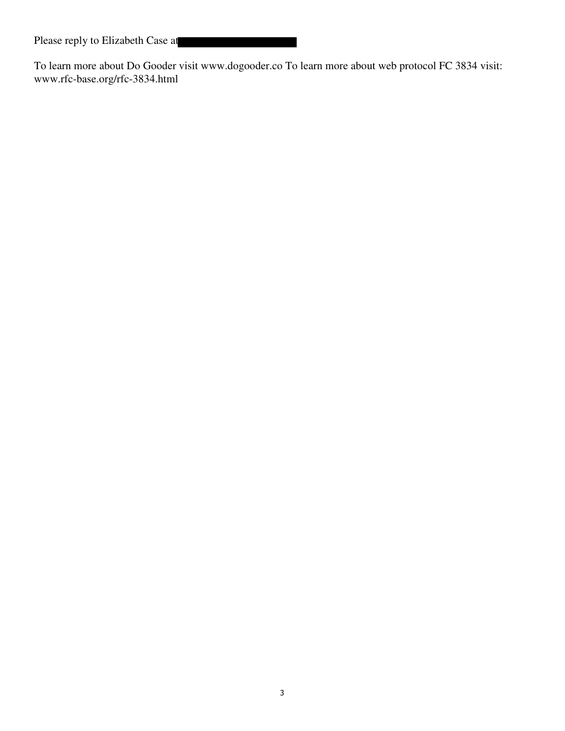Please reply to Elizabeth Case at

To learn more about Do Gooder visit www.dogooder.co To learn more about web protocol FC 3834 visit: www.rfc-base.org/rfc-3834.html